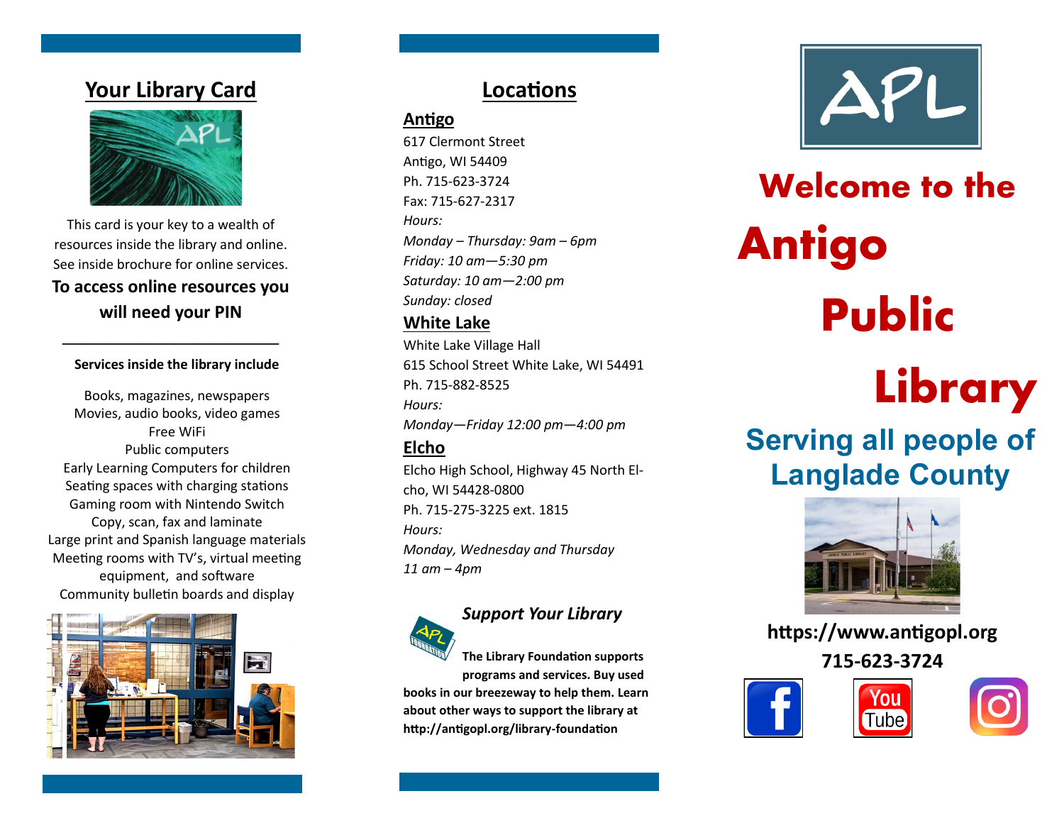## Your Library Card

This card is your key to a wealth of resources inside the library and online. See inside brochure for online services.

**To access online resources you will need your PIN**

---

**Services inside the library include**

Books, magazines, newspapers
Movies, audio books, video games
Free WiFi
Public computers
Early Learning Computers for children
Seating spaces with charging stations
Gaming room with Nintendo Switch
Copy, scan, fax and laminate
Large print and Spanish language materials
Meeting rooms with TV's, virtual meeting equipment, and software
Community bulletin boards and display

## Locations

### Antigo

617 Clermont Street
Antigo, WI 54409
Ph. 715-623-3724
Fax: 715-627-2317
*Hours:*
*Monday – Thursday: 9am – 6pm*
*Friday: 10 am—5:30 pm*
*Saturday: 10 am—2:00 pm*
*Sunday: closed*

### White Lake

White Lake Village Hall
615 School Street White Lake, WI 54491
Ph. 715-882-8525
*Hours:*
*Monday—Friday 12:00 pm—4:00 pm*

### Elcho

Elcho High School, Highway 45 North Elcho, WI 54428-0800
Ph. 715-275-3225 ext. 1815
*Hours:*
*Monday, Wednesday and Thursday*
*11 am – 4pm*

### *Support Your Library*

**The Library Foundation supports programs and services. Buy used books in our breezeway to help them. Learn about other ways to support the library at http://antigopl.org/library-foundation**

APL

# Welcome to the Antigo Public Library

## Serving all people of Langlade County

**https://www.antigopl.org**

**715-623-3724**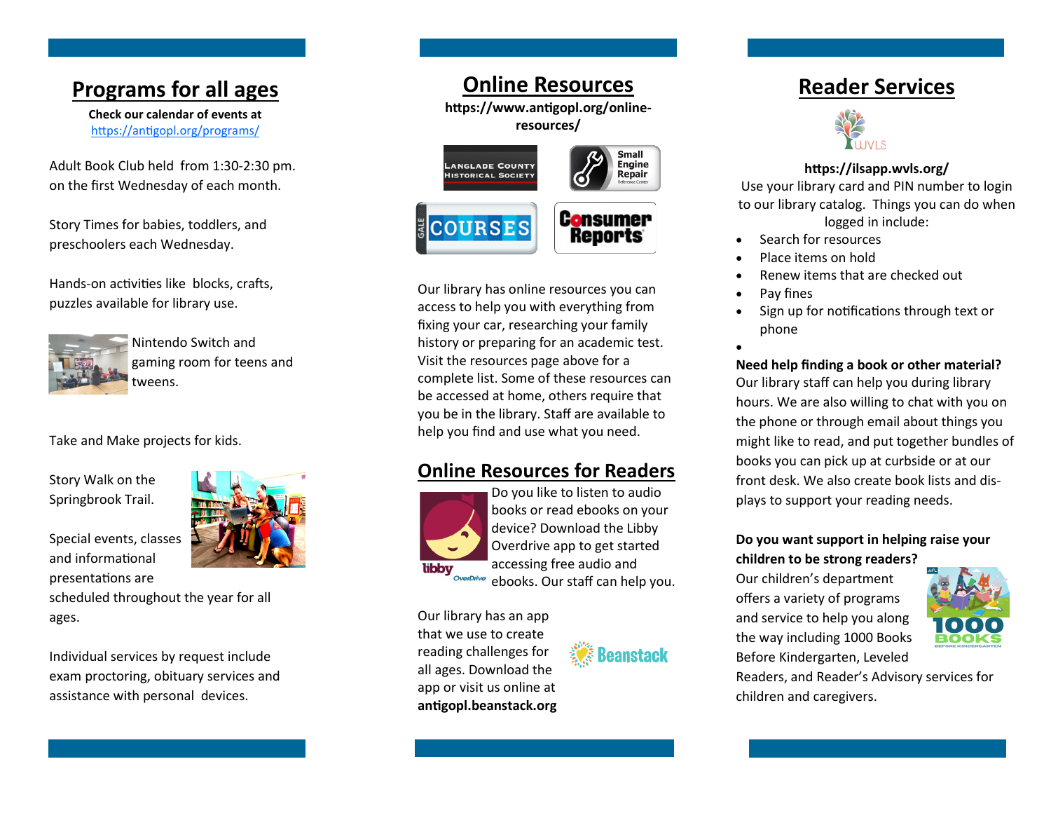# Programs for all ages

**Check our calendar of events at**
https://antigopl.org/programs/

Adult Book Club held from 1:30-2:30 pm. on the first Wednesday of each month.

Story Times for babies, toddlers, and preschoolers each Wednesday.

Hands-on activities like blocks, crafts, puzzles available for library use.

Nintendo Switch and gaming room for teens and tweens.

Take and Make projects for kids.

Story Walk on the Springbrook Trail.

Special events, classes and informational presentations are scheduled throughout the year for all ages.

Individual services by request include exam proctoring, obituary services and assistance with personal devices.

# Online Resources

**https://www.antigopl.org/online-resources/**

Langlade County Historical Society

Small Engine Repair Reference Center

GALE COURSES

Consumer Reports

Our library has online resources you can access to help you with everything from fixing your car, researching your family history or preparing for an academic test. Visit the resources page above for a complete list. Some of these resources can be accessed at home, others require that you be in the library. Staff are available to help you find and use what you need.

## Online Resources for Readers

libby OverDrive

Do you like to listen to audio books or read ebooks on your device? Download the Libby Overdrive app to get started accessing free audio and ebooks. Our staff can help you.

Our library has an app that we use to create reading challenges for all ages. Download the app or visit us online at **antigopl.beanstack.org**

Beanstack

# Reader Services

WVLS

**https://ilsapp.wvls.org/**

Use your library card and PIN number to login to our library catalog. Things you can do when logged in include:

- Search for resources
- Place items on hold
- Renew items that are checked out
- Pay fines
- Sign up for notifications through text or phone

**Need help finding a book or other material?**

Our library staff can help you during library hours. We are also willing to chat with you on the phone or through email about things you might like to read, and put together bundles of books you can pick up at curbside or at our front desk. We also create book lists and displays to support your reading needs.

**Do you want support in helping raise your children to be strong readers?**

Our children's department offers a variety of programs and service to help you along the way including 1000 Books Before Kindergarten, Leveled Readers, and Reader's Advisory services for children and caregivers.

1000 BOOKS BEFORE KINDERGARTEN